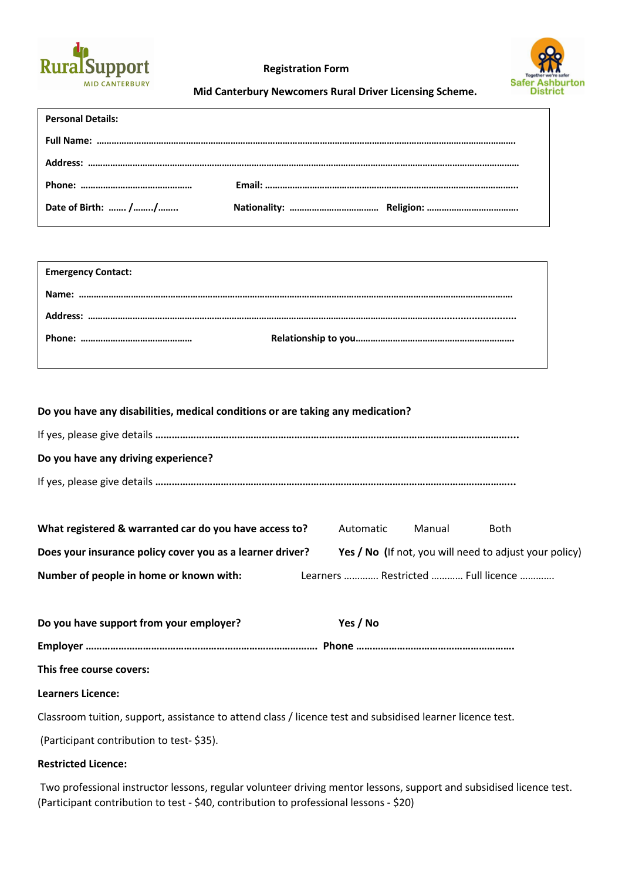Rural Support MID CANTERBURY

Together we're safer Safer Ashburton District

# Registration Form

## Mid Canterbury Newcomers Rural Driver Licensing Scheme.

**Personal Details:**

**Full Name:** ……………………………………………………………………………………………………………………………………………

**Address:** ……………………………………………………………………………………………………………………………………………

**Phone:** ……………………………………… **Email:** ………………………………………………………………………………………..

**Date of Birth:** ……. /……../…….. **Nationality:** ……………………………… **Religion:** ………………………………

**Emergency Contact:**

**Name:** ……………………………………………………………………………………………………………………………………………

**Address:** ……………………………………………………………………………………………………………………………………………

**Phone:** ……………………………………… **Relationship to you**…………………………………………………………

**Do you have any disabilities, medical conditions or are taking any medication?**

If yes, please give details **………………………………………………………………………………………………………………..**

**Do you have any driving experience?**

If yes, please give details **………………………………………………………………………………………………………………..**

**What registered & warranted car do you have access to?** Automatic Manual Both

**Does your insurance policy cover you as a learner driver?** **Yes / No** **(**If not, you will need to adjust your policy)

**Number of people in home or known with:** Learners ………… Restricted ……….. Full licence …………

**Do you have support from your employer?** **Yes / No**

**Employer** ……………………………………………………………………… **Phone** ………………………………………………….

**This free course covers:**

**Learners Licence:**

Classroom tuition, support, assistance to attend class / licence test and subsidised learner licence test.

(Participant contribution to test- $35).

**Restricted Licence:**

Two professional instructor lessons, regular volunteer driving mentor lessons, support and subsidised licence test. (Participant contribution to test - $40, contribution to professional lessons - $20)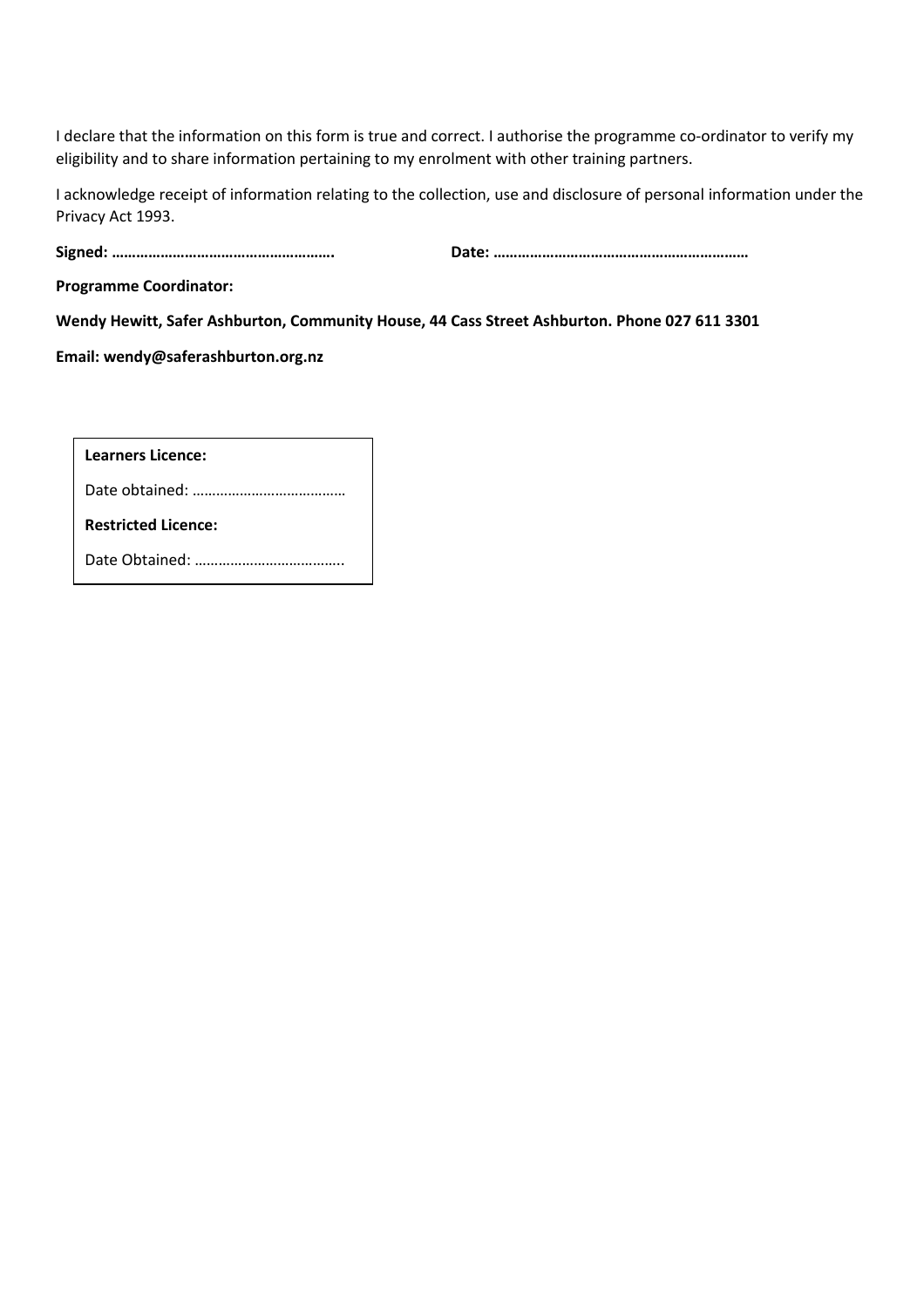I declare that the information on this form is true and correct. I authorise the programme co-ordinator to verify my eligibility and to share information pertaining to my enrolment with other training partners.

I acknowledge receipt of information relating to the collection, use and disclosure of personal information under the Privacy Act 1993.

**Signed: ……………………………………………….** **Date: ……………………………………………………..**

**Programme Coordinator:**

**Wendy Hewitt, Safer Ashburton, Community House, 44 Cass Street Ashburton. Phone 027 611 3301**

**Email: wendy@saferashburton.org.nz**

**Learners Licence:**

Date obtained: ………………………………

**Restricted Licence:**

Date Obtained: ……………………………..